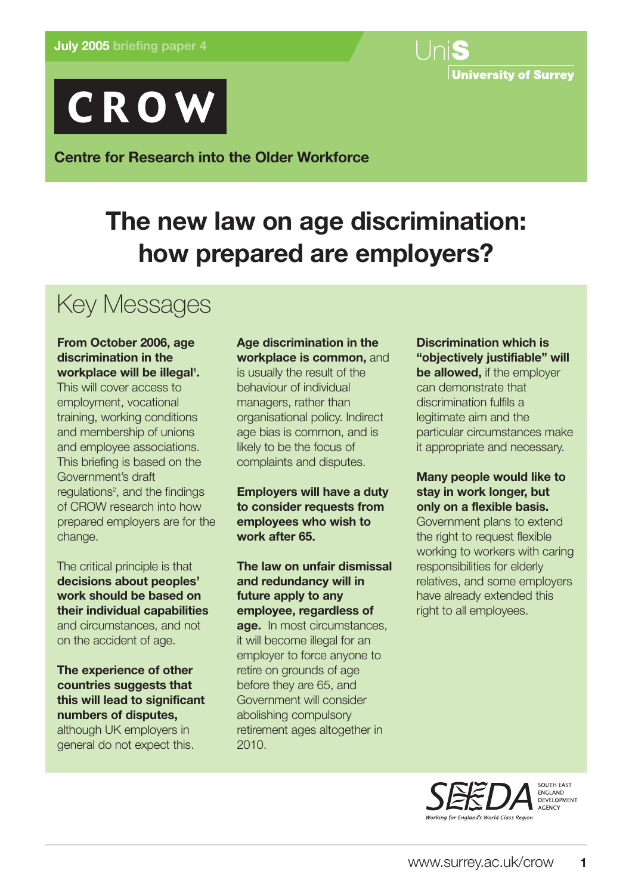July 2005 briefing paper 4

UniS University of Surrey

# CROW

**Centre for Research into the Older Workforce**

# The new law on age discrimination: how prepared are employers?

## Key Messages

**From October 2006, age discrimination in the workplace will be illegal[1].** This will cover access to employment, vocational training, working conditions and membership of unions and employee associations. This briefing is based on the Government's draft regulations[2], and the findings of CROW research into how prepared employers are for the change.

The critical principle is that **decisions about peoples' work should be based on their individual capabilities** and circumstances, and not on the accident of age.

**The experience of other countries suggests that this will lead to significant numbers of disputes,** although UK employers in general do not expect this.

**Age discrimination in the workplace is common,** and is usually the result of the behaviour of individual managers, rather than organisational policy. Indirect age bias is common, and is likely to be the focus of complaints and disputes.

**Employers will have a duty to consider requests from employees who wish to work after 65.**

**The law on unfair dismissal and redundancy will in future apply to any employee, regardless of age.** In most circumstances, it will become illegal for an employer to force anyone to retire on grounds of age before they are 65, and Government will consider abolishing compulsory retirement ages altogether in 2010.

**Discrimination which is "objectively justifiable" will be allowed,** if the employer can demonstrate that discrimination fulfils a legitimate aim and the particular circumstances make it appropriate and necessary.

**Many people would like to stay in work longer, but only on a flexible basis.** Government plans to extend the right to request flexible working to workers with caring responsibilities for elderly relatives, and some employers have already extended this right to all employees.

SEEDA South East England Development Agency — Working for England's World Class Region

www.surrey.ac.uk/crow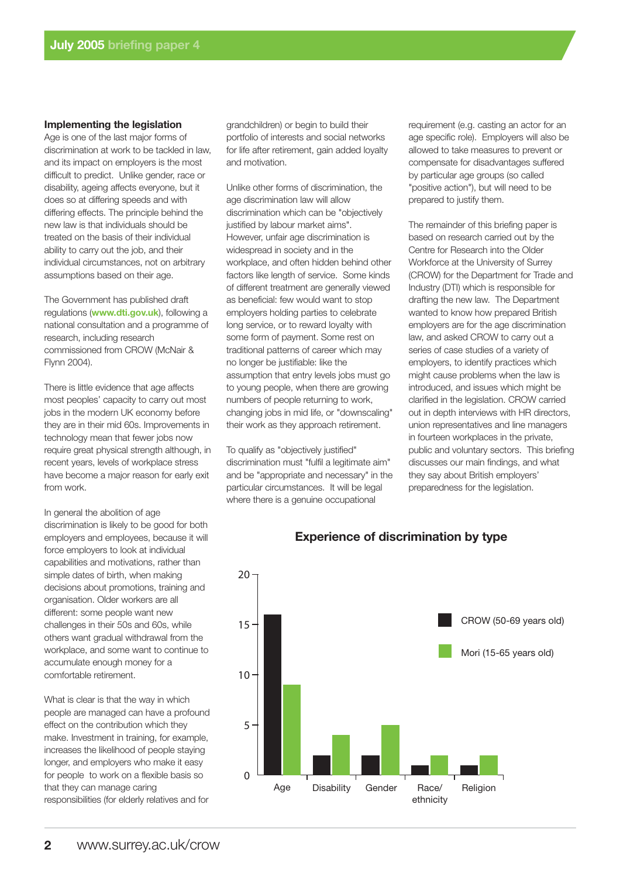### Implementing the legislation

Age is one of the last major forms of discrimination at work to be tackled in law, and its impact on employers is the most difficult to predict. Unlike gender, race or disability, ageing affects everyone, but it does so at differing speeds and with differing effects. The principle behind the new law is that individuals should be treated on the basis of their individual ability to carry out the job, and their individual circumstances, not on arbitrary assumptions based on their age.

The Government has published draft regulations (**www.dti.gov.uk**), following a national consultation and a programme of research, including research commissioned from CROW (McNair & Flynn 2004).

There is little evidence that age affects most peoples' capacity to carry out most jobs in the modern UK economy before they are in their mid 60s. Improvements in technology mean that fewer jobs now require great physical strength although, in recent years, levels of workplace stress have become a major reason for early exit from work.

In general the abolition of age discrimination is likely to be good for both employers and employees, because it will force employers to look at individual capabilities and motivations, rather than simple dates of birth, when making decisions about promotions, training and organisation. Older workers are all different: some people want new challenges in their 50s and 60s, while others want gradual withdrawal from the workplace, and some want to continue to accumulate enough money for a comfortable retirement.

What is clear is that the way in which people are managed can have a profound effect on the contribution which they make. Investment in training, for example, increases the likelihood of people staying longer, and employers who make it easy for people to work on a flexible basis so that they can manage caring responsibilities (for elderly relatives and for grandchildren) or begin to build their portfolio of interests and social networks for life after retirement, gain added loyalty and motivation.

Unlike other forms of discrimination, the age discrimination law will allow discrimination which can be "objectively justified by labour market aims". However, unfair age discrimination is widespread in society and in the workplace, and often hidden behind other factors like length of service. Some kinds of different treatment are generally viewed as beneficial: few would want to stop employers holding parties to celebrate long service, or to reward loyalty with some form of payment. Some rest on traditional patterns of career which may no longer be justifiable: like the assumption that entry levels jobs must go to young people, when there are growing numbers of people returning to work, changing jobs in mid life, or "downscaling" their work as they approach retirement.

To qualify as "objectively justified" discrimination must "fulfil a legitimate aim" and be "appropriate and necessary" in the particular circumstances. It will be legal where there is a genuine occupational requirement (e.g. casting an actor for an age specific role). Employers will also be allowed to take measures to prevent or compensate for disadvantages suffered by particular age groups (so called "positive action"), but will need to be prepared to justify them.

The remainder of this briefing paper is based on research carried out by the Centre for Research into the Older Workforce at the University of Surrey (CROW) for the Department for Trade and Industry (DTI) which is responsible for drafting the new law. The Department wanted to know how prepared British employers are for the age discrimination law, and asked CROW to carry out a series of case studies of a variety of employers, to identify practices which might cause problems when the law is introduced, and issues which might be clarified in the legislation. CROW carried out in depth interviews with HR directors, union representatives and line managers in fourteen workplaces in the private, public and voluntary sectors. This briefing discusses our main findings, and what they say about British employers' preparedness for the legislation.

**Experience of discrimination by type**

| Type | CROW (50-69 years old) | Mori (15-65 years old) |
|---|---|---|
| Age | 16 | 9 |
| Disability | 2 | 4 |
| Gender | 2 | 5 |
| Race/ethnicity | 1 | 2 |
| Religion | 1 | 2 |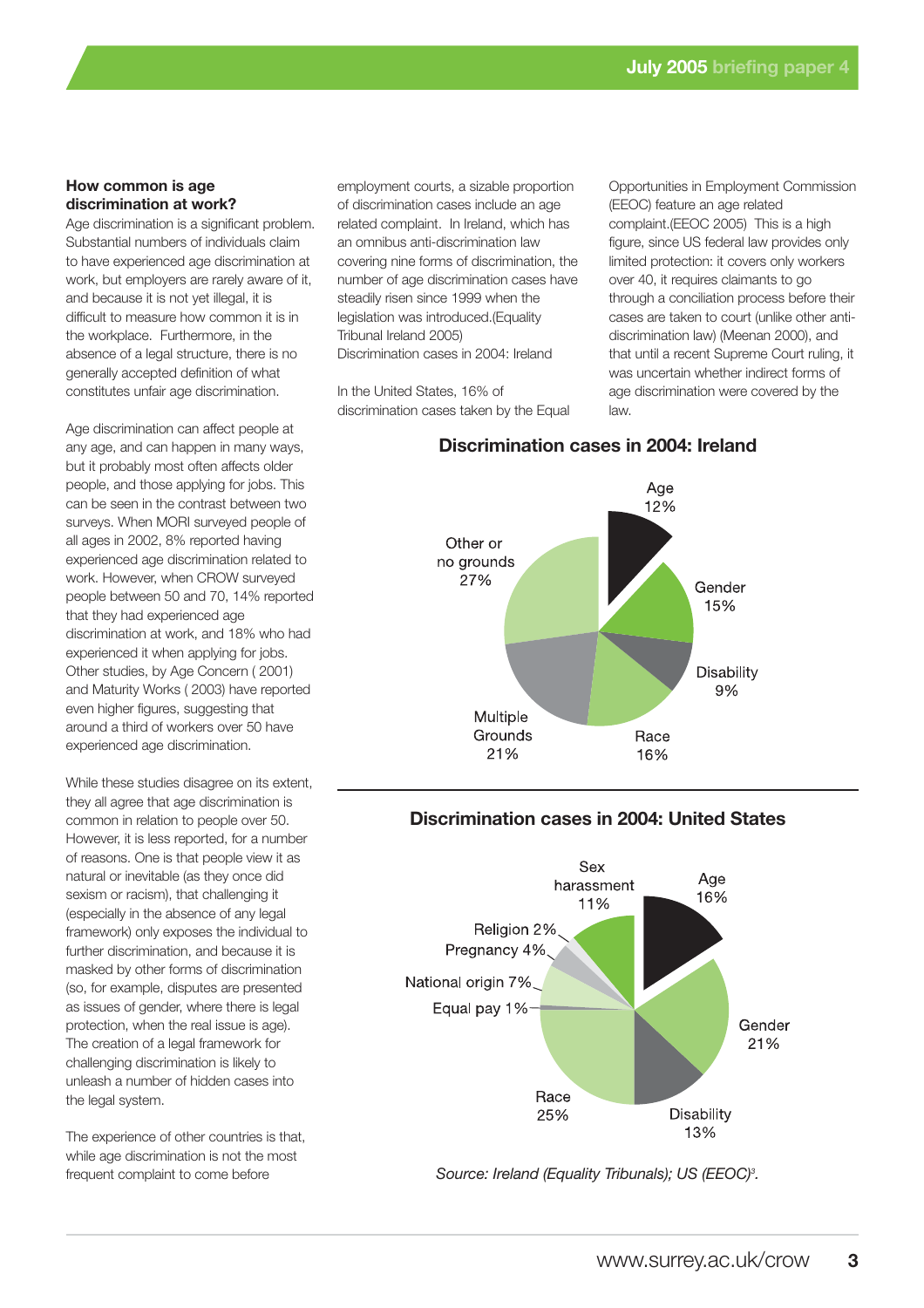### How common is age discrimination at work?

Age discrimination is a significant problem. Substantial numbers of individuals claim to have experienced age discrimination at work, but employers are rarely aware of it, and because it is not yet illegal, it is difficult to measure how common it is in the workplace. Furthermore, in the absence of a legal structure, there is no generally accepted definition of what constitutes unfair age discrimination.

Age discrimination can affect people at any age, and can happen in many ways, but it probably most often affects older people, and those applying for jobs. This can be seen in the contrast between two surveys. When MORI surveyed people of all ages in 2002, 8% reported having experienced age discrimination related to work. However, when CROW surveyed people between 50 and 70, 14% reported that they had experienced age discrimination at work, and 18% who had experienced it when applying for jobs. Other studies, by Age Concern ( 2001) and Maturity Works ( 2003) have reported even higher figures, suggesting that around a third of workers over 50 have experienced age discrimination.

While these studies disagree on its extent, they all agree that age discrimination is common in relation to people over 50. However, it is less reported, for a number of reasons. One is that people view it as natural or inevitable (as they once did sexism or racism), that challenging it (especially in the absence of any legal framework) only exposes the individual to further discrimination, and because it is masked by other forms of discrimination (so, for example, disputes are presented as issues of gender, where there is legal protection, when the real issue is age). The creation of a legal framework for challenging discrimination is likely to unleash a number of hidden cases into the legal system.

The experience of other countries is that, while age discrimination is not the most frequent complaint to come before employment courts, a sizable proportion of discrimination cases include an age related complaint. In Ireland, which has an omnibus anti-discrimination law covering nine forms of discrimination, the number of age discrimination cases have steadily risen since 1999 when the legislation was introduced.(Equality Tribunal Ireland 2005)
Discrimination cases in 2004: Ireland

In the United States, 16% of discrimination cases taken by the Equal Opportunities in Employment Commission (EEOC) feature an age related complaint.(EEOC 2005) This is a high figure, since US federal law provides only limited protection: it covers only workers over 40, it requires claimants to go through a conciliation process before their cases are taken to court (unlike other anti-discrimination law) (Meenan 2000), and that until a recent Supreme Court ruling, it was uncertain whether indirect forms of age discrimination were covered by the law.

**Discrimination cases in 2004: Ireland**

| Ground | Share |
|---|---|
| Age | 12% |
| Gender | 15% |
| Disability | 9% |
| Race | 16% |
| Multiple Grounds | 21% |
| Other or no grounds | 27% |

**Discrimination cases in 2004: United States**

| Ground | Share |
|---|---|
| Age | 16% |
| Gender | 21% |
| Disability | 13% |
| Race | 25% |
| Equal pay | 1% |
| National origin | 7% |
| Pregnancy | 4% |
| Religion | 2% |
| Sex harassment | 11% |

*Source: Ireland (Equality Tribunals); US (EEOC)[3].*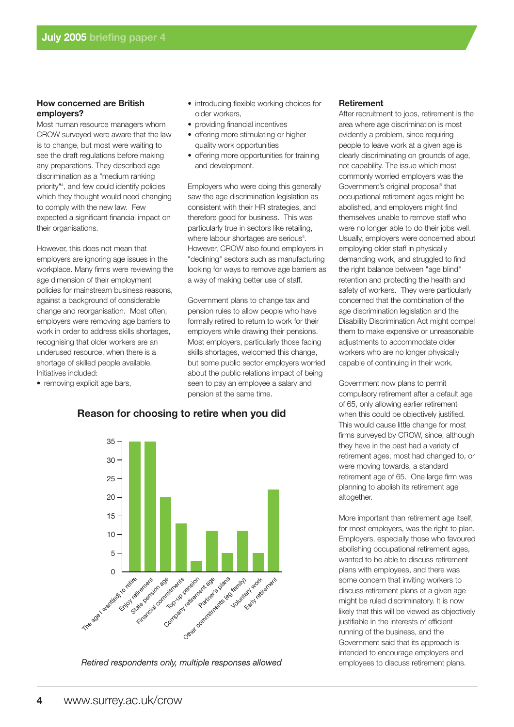## How concerned are British employers?

Most human resource managers whom CROW surveyed were aware that the law is to change, but most were waiting to see the draft regulations before making any preparations. They described age discrimination as a "medium ranking priority"[4], and few could identify policies which they thought would need changing to comply with the new law. Few expected a significant financial impact on their organisations.

However, this does not mean that employers are ignoring age issues in the workplace. Many firms were reviewing the age dimension of their employment policies for mainstream business reasons, against a background of considerable change and reorganisation. Most often, employers were removing age barriers to work in order to address skills shortages, recognising that older workers are an underused resource, when there is a shortage of skilled people available. Initiatives included:

- removing explicit age bars,
- introducing flexible working choices for older workers,
- providing financial incentives
- offering more stimulating or higher quality work opportunities
- offering more opportunities for training and development.

Employers who were doing this generally saw the age discrimination legislation as consistent with their HR strategies, and therefore good for business. This was particularly true in sectors like retailing, where labour shortages are serious[5]. However, CROW also found employers in "declining" sectors such as manufacturing looking for ways to remove age barriers as a way of making better use of staff.

Government plans to change tax and pension rules to allow people who have formally retired to return to work for their employers while drawing their pensions. Most employers, particularly those facing skills shortages, welcomed this change, but some public sector employers worried about the public relations impact of being seen to pay an employee a salary and pension at the same time.

### Reason for choosing to retire when you did

| Reason | Value |
|---|---|
| The age I want(ed) to retire | 35 |
| Enjoy retirement | 35 |
| State pension age | 20 |
| Financial commitments | 13 |
| Top-up pension | 3 |
| Company retirement age | 11 |
| Partner's plans | 5 |
| Other commitments (eg family) | 11 |
| Voluntary work | 5 |
| Early retirement | 22 |

*Retired respondents only, multiple responses allowed*

## Retirement

After recruitment to jobs, retirement is the area where age discrimination is most evidently a problem, since requiring people to leave work at a given age is clearly discriminating on grounds of age, not capability. The issue which most commonly worried employers was the Government's original proposal[6] that occupational retirement ages might be abolished, and employers might find themselves unable to remove staff who were no longer able to do their jobs well. Usually, employers were concerned about employing older staff in physically demanding work, and struggled to find the right balance between "age blind" retention and protecting the health and safety of workers. They were particularly concerned that the combination of the age discrimination legislation and the Disability Discrimination Act might compel them to make expensive or unreasonable adjustments to accommodate older workers who are no longer physically capable of continuing in their work.

Government now plans to permit compulsory retirement after a default age of 65, only allowing earlier retirement when this could be objectively justified. This would cause little change for most firms surveyed by CROW, since, although they have in the past had a variety of retirement ages, most had changed to, or were moving towards, a standard retirement age of 65. One large firm was planning to abolish its retirement age altogether.

More important than retirement age itself, for most employers, was the right to plan. Employers, especially those who favoured abolishing occupational retirement ages, wanted to be able to discuss retirement plans with employees, and there was some concern that inviting workers to discuss retirement plans at a given age might be ruled discriminatory. It is now likely that this will be viewed as objectively justifiable in the interests of efficient running of the business, and the Government said that its approach is intended to encourage employers and employees to discuss retirement plans.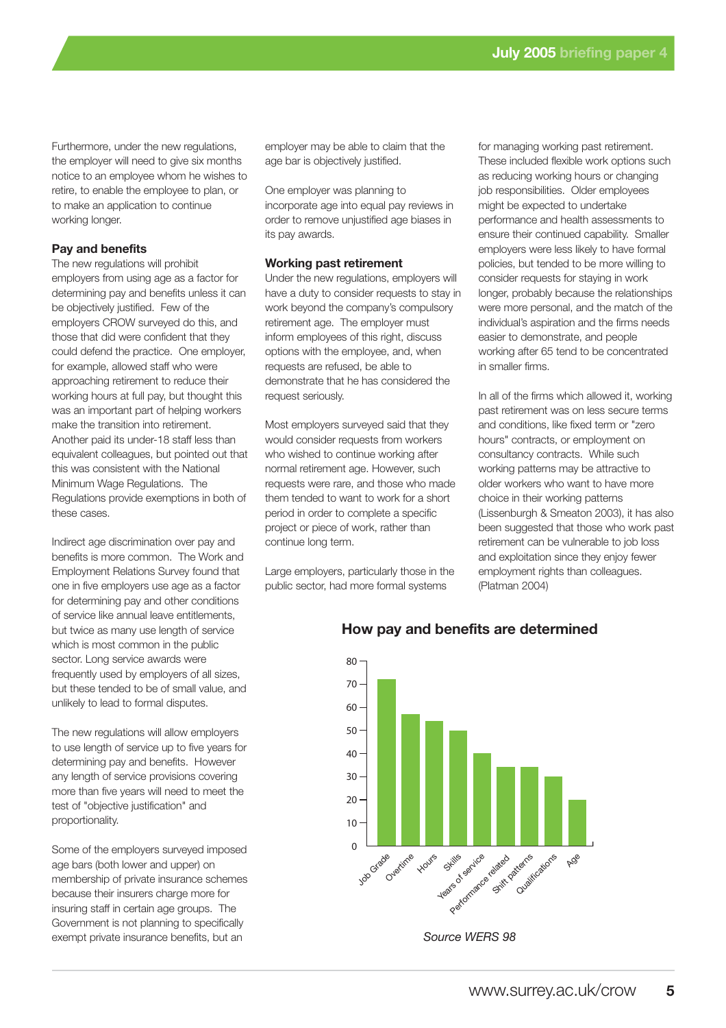Furthermore, under the new regulations, the employer will need to give six months notice to an employee whom he wishes to retire, to enable the employee to plan, or to make an application to continue working longer.

**Pay and benefits**

The new regulations will prohibit employers from using age as a factor for determining pay and benefits unless it can be objectively justified. Few of the employers CROW surveyed do this, and those that did were confident that they could defend the practice. One employer, for example, allowed staff who were approaching retirement to reduce their working hours at full pay, but thought this was an important part of helping workers make the transition into retirement. Another paid its under-18 staff less than equivalent colleagues, but pointed out that this was consistent with the National Minimum Wage Regulations. The Regulations provide exemptions in both of these cases.

Indirect age discrimination over pay and benefits is more common. The Work and Employment Relations Survey found that one in five employers use age as a factor for determining pay and other conditions of service like annual leave entitlements, but twice as many use length of service which is most common in the public sector. Long service awards were frequently used by employers of all sizes, but these tended to be of small value, and unlikely to lead to formal disputes.

The new regulations will allow employers to use length of service up to five years for determining pay and benefits. However any length of service provisions covering more than five years will need to meet the test of "objective justification" and proportionality.

Some of the employers surveyed imposed age bars (both lower and upper) on membership of private insurance schemes because their insurers charge more for insuring staff in certain age groups. The Government is not planning to specifically exempt private insurance benefits, but an employer may be able to claim that the age bar is objectively justified.

One employer was planning to incorporate age into equal pay reviews in order to remove unjustified age biases in its pay awards.

**Working past retirement**

Under the new regulations, employers will have a duty to consider requests to stay in work beyond the company's compulsory retirement age. The employer must inform employees of this right, discuss options with the employee, and, when requests are refused, be able to demonstrate that he has considered the request seriously.

Most employers surveyed said that they would consider requests from workers who wished to continue working after normal retirement age. However, such requests were rare, and those who made them tended to want to work for a short period in order to complete a specific project or piece of work, rather than continue long term.

Large employers, particularly those in the public sector, had more formal systems for managing working past retirement. These included flexible work options such as reducing working hours or changing job responsibilities. Older employees might be expected to undertake performance and health assessments to ensure their continued capability. Smaller employers were less likely to have formal policies, but tended to be more willing to consider requests for staying in work longer, probably because the relationships were more personal, and the match of the individual's aspiration and the firms needs easier to demonstrate, and people working after 65 tend to be concentrated in smaller firms.

In all of the firms which allowed it, working past retirement was on less secure terms and conditions, like fixed term or "zero hours" contracts, or employment on consultancy contracts. While such working patterns may be attractive to older workers who want to have more choice in their working patterns (Lissenburgh & Smeaton 2003), it has also been suggested that those who work past retirement can be vulnerable to job loss and exploitation since they enjoy fewer employment rights than colleagues. (Platman 2004)

**How pay and benefits are determined**

| Factor | Value (approx.) |
|---|---|
| Job Grade | 72 |
| Overtime | 57 |
| Hours | 54 |
| Skills | 50 |
| Years of service | 40 |
| Performance related | 34 |
| Shift patterns | 34 |
| Qualifications | 30 |
| Age | 20 |

*Source WERS 98*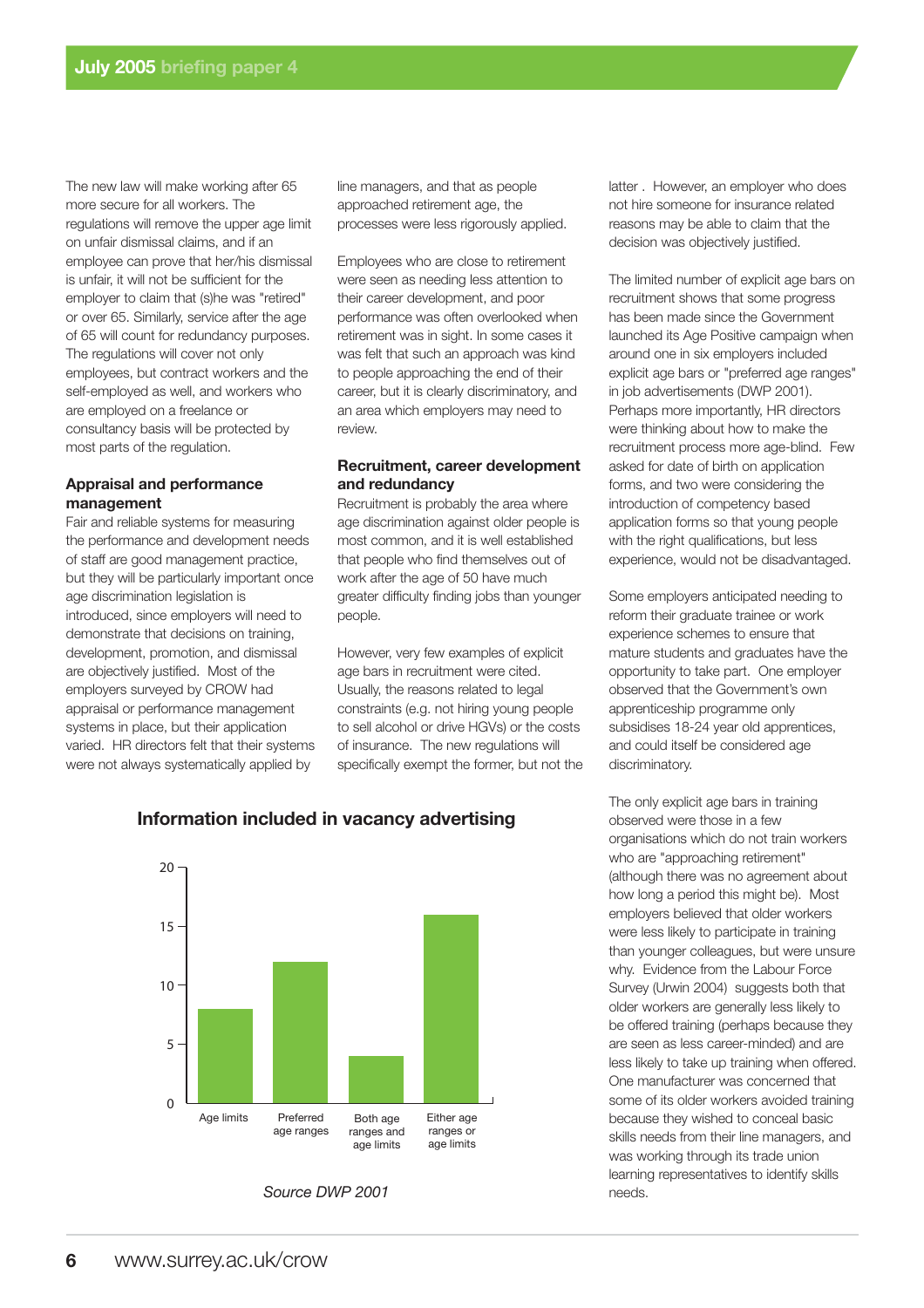The new law will make working after 65 more secure for all workers. The regulations will remove the upper age limit on unfair dismissal claims, and if an employee can prove that her/his dismissal is unfair, it will not be sufficient for the employer to claim that (s)he was "retired" or over 65. Similarly, service after the age of 65 will count for redundancy purposes. The regulations will cover not only employees, but contract workers and the self-employed as well, and workers who are employed on a freelance or consultancy basis will be protected by most parts of the regulation.

### Appraisal and performance management

Fair and reliable systems for measuring the performance and development needs of staff are good management practice, but they will be particularly important once age discrimination legislation is introduced, since employers will need to demonstrate that decisions on training, development, promotion, and dismissal are objectively justified. Most of the employers surveyed by CROW had appraisal or performance management systems in place, but their application varied. HR directors felt that their systems were not always systematically applied by line managers, and that as people approached retirement age, the processes were less rigorously applied.

Employees who are close to retirement were seen as needing less attention to their career development, and poor performance was often overlooked when retirement was in sight. In some cases it was felt that such an approach was kind to people approaching the end of their career, but it is clearly discriminatory, and an area which employers may need to review.

### Recruitment, career development and redundancy

Recruitment is probably the area where age discrimination against older people is most common, and it is well established that people who find themselves out of work after the age of 50 have much greater difficulty finding jobs than younger people.

However, very few examples of explicit age bars in recruitment were cited. Usually, the reasons related to legal constraints (e.g. not hiring young people to sell alcohol or drive HGVs) or the costs of insurance. The new regulations will specifically exempt the former, but not the latter . However, an employer who does not hire someone for insurance related reasons may be able to claim that the decision was objectively justified.

The limited number of explicit age bars on recruitment shows that some progress has been made since the Government launched its Age Positive campaign when around one in six employers included explicit age bars or "preferred age ranges" in job advertisements (DWP 2001). Perhaps more importantly, HR directors were thinking about how to make the recruitment process more age-blind. Few asked for date of birth on application forms, and two were considering the introduction of competency based application forms so that young people with the right qualifications, but less experience, would not be disadvantaged.

Some employers anticipated needing to reform their graduate trainee or work experience schemes to ensure that mature students and graduates have the opportunity to take part. One employer observed that the Government's own apprenticeship programme only subsidises 18-24 year old apprentices, and could itself be considered age discriminatory.

The only explicit age bars in training observed were those in a few organisations which do not train workers who are "approaching retirement" (although there was no agreement about how long a period this might be). Most employers believed that older workers were less likely to participate in training than younger colleagues, but were unsure why. Evidence from the Labour Force Survey (Urwin 2004) suggests both that older workers are generally less likely to be offered training (perhaps because they are seen as less career-minded) and are less likely to take up training when offered. One manufacturer was concerned that some of its older workers avoided training because they wished to conceal basic skills needs from their line managers, and was working through its trade union learning representatives to identify skills needs.

**Information included in vacancy advertising**

| Category | Value (approx.) |
|---|---|
| Age limits | 8 |
| Preferred age ranges | 12 |
| Both age ranges and age limits | 4 |
| Either age ranges or age limits | 16 |

*Source DWP 2001*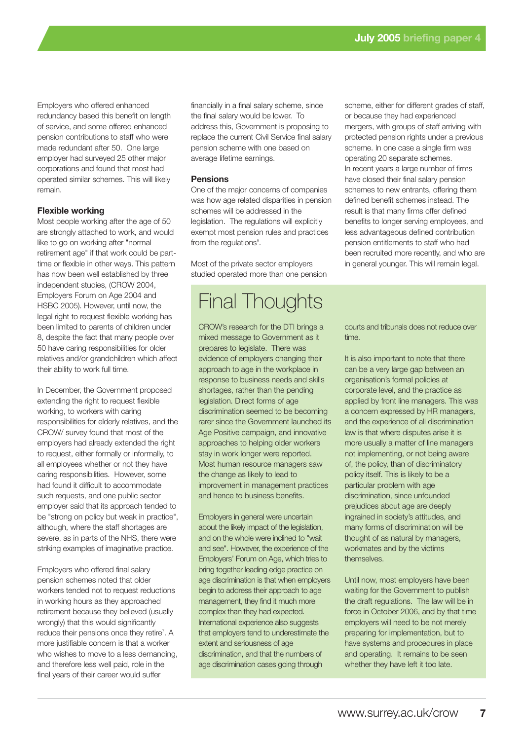Employers who offered enhanced redundancy based this benefit on length of service, and some offered enhanced pension contributions to staff who were made redundant after 50. One large employer had surveyed 25 other major corporations and found that most had operated similar schemes. This will likely remain.

### Flexible working

Most people working after the age of 50 are strongly attached to work, and would like to go on working after "normal retirement age" if that work could be part-time or flexible in other ways. This pattern has now been well established by three independent studies, (CROW 2004, Employers Forum on Age 2004 and HSBC 2005). However, until now, the legal right to request flexible working has been limited to parents of children under 8, despite the fact that many people over 50 have caring responsibilities for older relatives and/or grandchildren which affect their ability to work full time.

In December, the Government proposed extending the right to request flexible working, to workers with caring responsibilities for elderly relatives, and the CROW/ survey found that most of the employers had already extended the right to request, either formally or informally, to all employees whether or not they have caring responsibilities. However, some had found it difficult to accommodate such requests, and one public sector employer said that its approach tended to be "strong on policy but weak in practice", although, where the staff shortages are severe, as in parts of the NHS, there were striking examples of imaginative practice.

Employers who offered final salary pension schemes noted that older workers tended not to request reductions in working hours as they approached retirement because they believed (usually wrongly) that this would significantly reduce their pensions once they retire[7]. A more justifiable concern is that a worker who wishes to move to a less demanding, and therefore less well paid, role in the final years of their career would suffer financially in a final salary scheme, since the final salary would be lower. To address this, Government is proposing to replace the current Civil Service final salary pension scheme with one based on average lifetime earnings.

### Pensions

One of the major concerns of companies was how age related disparities in pension schemes will be addressed in the legislation. The regulations will explicitly exempt most pension rules and practices from the regulations[8].

Most of the private sector employers studied operated more than one pension scheme, either for different grades of staff, or because they had experienced mergers, with groups of staff arriving with protected pension rights under a previous scheme. In one case a single firm was operating 20 separate schemes.
In recent years a large number of firms have closed their final salary pension schemes to new entrants, offering them defined benefit schemes instead. The result is that many firms offer defined benefits to longer serving employees, and less advantageous defined contribution pension entitlements to staff who had been recruited more recently, and who are in general younger. This will remain legal.

# Final Thoughts

CROW's research for the DTI brings a mixed message to Government as it prepares to legislate. There was evidence of employers changing their approach to age in the workplace in response to business needs and skills shortages, rather than the pending legislation. Direct forms of age discrimination seemed to be becoming rarer since the Government launched its Age Positive campaign, and innovative approaches to helping older workers stay in work longer were reported. Most human resource managers saw the change as likely to lead to improvement in management practices and hence to business benefits.

Employers in general were uncertain about the likely impact of the legislation, and on the whole were inclined to "wait and see". However, the experience of the Employers' Forum on Age, which tries to bring together leading edge practice on age discrimination is that when employers begin to address their approach to age management, they find it much more complex than they had expected. International experience also suggests that employers tend to underestimate the extent and seriousness of age discrimination, and that the numbers of age discrimination cases going through courts and tribunals does not reduce over time.

It is also important to note that there can be a very large gap between an organisation's formal policies at corporate level, and the practice as applied by front line managers. This was a concern expressed by HR managers, and the experience of all discrimination law is that where disputes arise it is more usually a matter of line managers not implementing, or not being aware of, the policy, than of discriminatory policy itself. This is likely to be a particular problem with age discrimination, since unfounded prejudices about age are deeply ingrained in society's attitudes, and many forms of discrimination will be thought of as natural by managers, workmates and by the victims themselves.

Until now, most employers have been waiting for the Government to publish the draft regulations. The law will be in force in October 2006, and by that time employers will need to be not merely preparing for implementation, but to have systems and procedures in place and operating. It remains to be seen whether they have left it too late.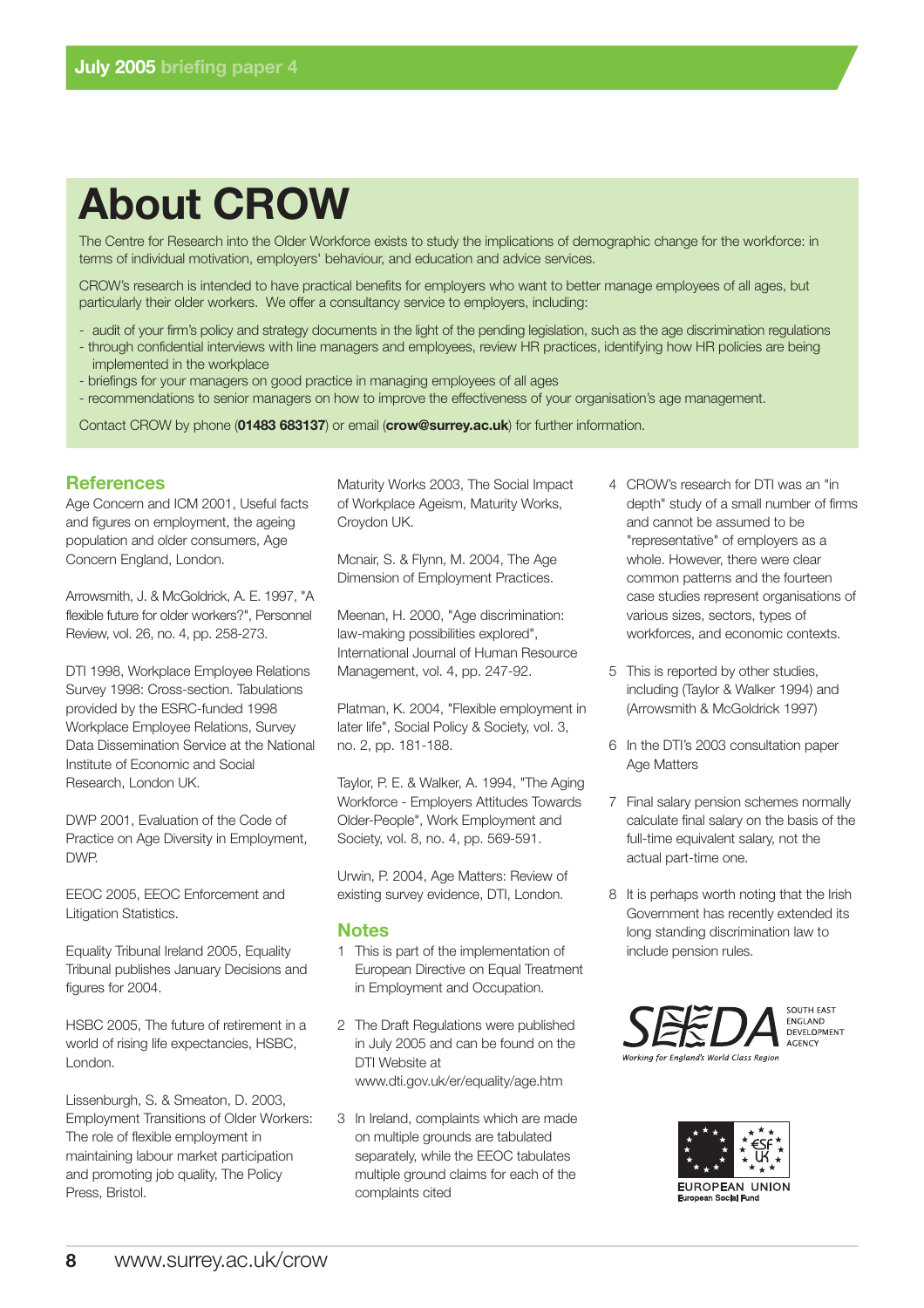# About CROW

The Centre for Research into the Older Workforce exists to study the implications of demographic change for the workforce: in terms of individual motivation, employers' behaviour, and education and advice services.

CROW's research is intended to have practical benefits for employers who want to better manage employees of all ages, but particularly their older workers. We offer a consultancy service to employers, including:

- audit of your firm's policy and strategy documents in the light of the pending legislation, such as the age discrimination regulations
- through confidential interviews with line managers and employees, review HR practices, identifying how HR policies are being implemented in the workplace
- briefings for your managers on good practice in managing employees of all ages
- recommendations to senior managers on how to improve the effectiveness of your organisation's age management.

Contact CROW by phone (**01483 683137**) or email (**crow@surrey.ac.uk**) for further information.

## References

Age Concern and ICM 2001, Useful facts and figures on employment, the ageing population and older consumers, Age Concern England, London.

Arrowsmith, J. & McGoldrick, A. E. 1997, "A flexible future for older workers?", Personnel Review, vol. 26, no. 4, pp. 258-273.

DTI 1998, Workplace Employee Relations Survey 1998: Cross-section. Tabulations provided by the ESRC-funded 1998 Workplace Employee Relations, Survey Data Dissemination Service at the National Institute of Economic and Social Research, London UK.

DWP 2001, Evaluation of the Code of Practice on Age Diversity in Employment, DWP.

EEOC 2005, EEOC Enforcement and Litigation Statistics.

Equality Tribunal Ireland 2005, Equality Tribunal publishes January Decisions and figures for 2004.

HSBC 2005, The future of retirement in a world of rising life expectancies, HSBC, London.

Lissenburgh, S. & Smeaton, D. 2003, Employment Transitions of Older Workers: The role of flexible employment in maintaining labour market participation and promoting job quality, The Policy Press, Bristol.

Maturity Works 2003, The Social Impact of Workplace Ageism, Maturity Works, Croydon UK.

Mcnair, S. & Flynn, M. 2004, The Age Dimension of Employment Practices.

Meenan, H. 2000, "Age discrimination: law-making possibilities explored", International Journal of Human Resource Management, vol. 4, pp. 247-92.

Platman, K. 2004, "Flexible employment in later life", Social Policy & Society, vol. 3, no. 2, pp. 181-188.

Taylor, P. E. & Walker, A. 1994, "The Aging Workforce - Employers Attitudes Towards Older-People", Work Employment and Society, vol. 8, no. 4, pp. 569-591.

Urwin, P. 2004, Age Matters: Review of existing survey evidence, DTI, London.

## Notes

1. This is part of the implementation of European Directive on Equal Treatment in Employment and Occupation.
2. The Draft Regulations were published in July 2005 and can be found on the DTI Website at www.dti.gov.uk/er/equality/age.htm
3. In Ireland, complaints which are made on multiple grounds are tabulated separately, while the EEOC tabulates multiple ground claims for each of the complaints cited
4. CROW's research for DTI was an "in depth" study of a small number of firms and cannot be assumed to be "representative" of employers as a whole. However, there were clear common patterns and the fourteen case studies represent organisations of various sizes, sectors, types of workforces, and economic contexts.
5. This is reported by other studies, including (Taylor & Walker 1994) and (Arrowsmith & McGoldrick 1997)
6. In the DTI's 2003 consultation paper Age Matters
7. Final salary pension schemes normally calculate final salary on the basis of the full-time equivalent salary, not the actual part-time one.
8. It is perhaps worth noting that the Irish Government has recently extended its long standing discrimination law to include pension rules.

SEEDA South East England Development Agency
Working for England's World Class Region

EUROPEAN UNION
European Social Fund